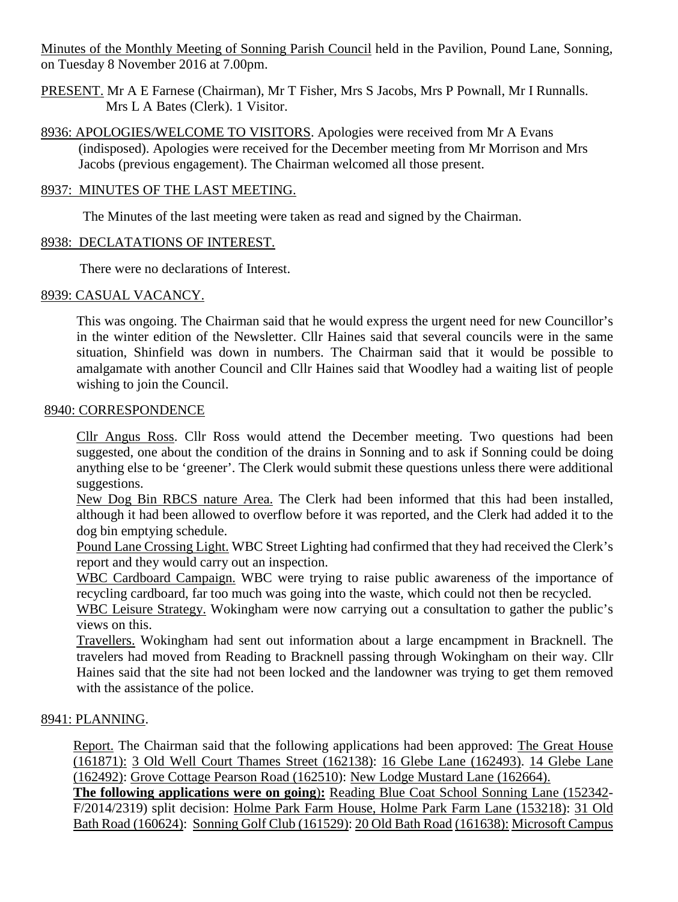Minutes of the Monthly Meeting of Sonning Parish Council held in the Pavilion, Pound Lane, Sonning, on Tuesday 8 November 2016 at 7.00pm.

PRESENT. Mr A E Farnese (Chairman), Mr T Fisher, Mrs S Jacobs, Mrs P Pownall, Mr I Runnalls. Mrs L A Bates (Clerk). 1 Visitor.

8936: APOLOGIES/WELCOME TO VISITORS. Apologies were received from Mr A Evans (indisposed). Apologies were received for the December meeting from Mr Morrison and Mrs Jacobs (previous engagement). The Chairman welcomed all those present.

8937: MINUTES OF THE LAST MEETING.

The Minutes of the last meeting were taken as read and signed by the Chairman.

8938: DECLATATIONS OF INTEREST.

There were no declarations of Interest.

8939: CASUAL VACANCY.

This was ongoing. The Chairman said that he would express the urgent need for new Councillor's in the winter edition of the Newsletter. Cllr Haines said that several councils were in the same situation, Shinfield was down in numbers. The Chairman said that it would be possible to amalgamate with another Council and Cllr Haines said that Woodley had a waiting list of people wishing to join the Council.

8940: CORRESPONDENCE

Cllr Angus Ross. Cllr Ross would attend the December meeting. Two questions had been suggested, one about the condition of the drains in Sonning and to ask if Sonning could be doing anything else to be 'greener'. The Clerk would submit these questions unless there were additional suggestions.

New Dog Bin RBCS nature Area. The Clerk had been informed that this had been installed, although it had been allowed to overflow before it was reported, and the Clerk had added it to the dog bin emptying schedule.

Pound Lane Crossing Light. WBC Street Lighting had confirmed that they had received the Clerk's report and they would carry out an inspection.

WBC Cardboard Campaign. WBC were trying to raise public awareness of the importance of recycling cardboard, far too much was going into the waste, which could not then be recycled.

WBC Leisure Strategy. Wokingham were now carrying out a consultation to gather the public's views on this.

Travellers. Wokingham had sent out information about a large encampment in Bracknell. The travelers had moved from Reading to Bracknell passing through Wokingham on their way. Cllr Haines said that the site had not been locked and the landowner was trying to get them removed with the assistance of the police.

8941: PLANNING.

Report. The Chairman said that the following applications had been approved: The Great House (161871): 3 Old Well Court Thames Street (162138): 16 Glebe Lane (162493). 14 Glebe Lane (162492): Grove Cottage Pearson Road (162510): New Lodge Mustard Lane (162664).

**The following applications were on going):** Reading Blue Coat School Sonning Lane (152342-F/2014/2319) split decision: Holme Park Farm House, Holme Park Farm Lane (153218): 31 Old Bath Road (160624): Sonning Golf Club (161529): 20 Old Bath Road (161638): Microsoft Campus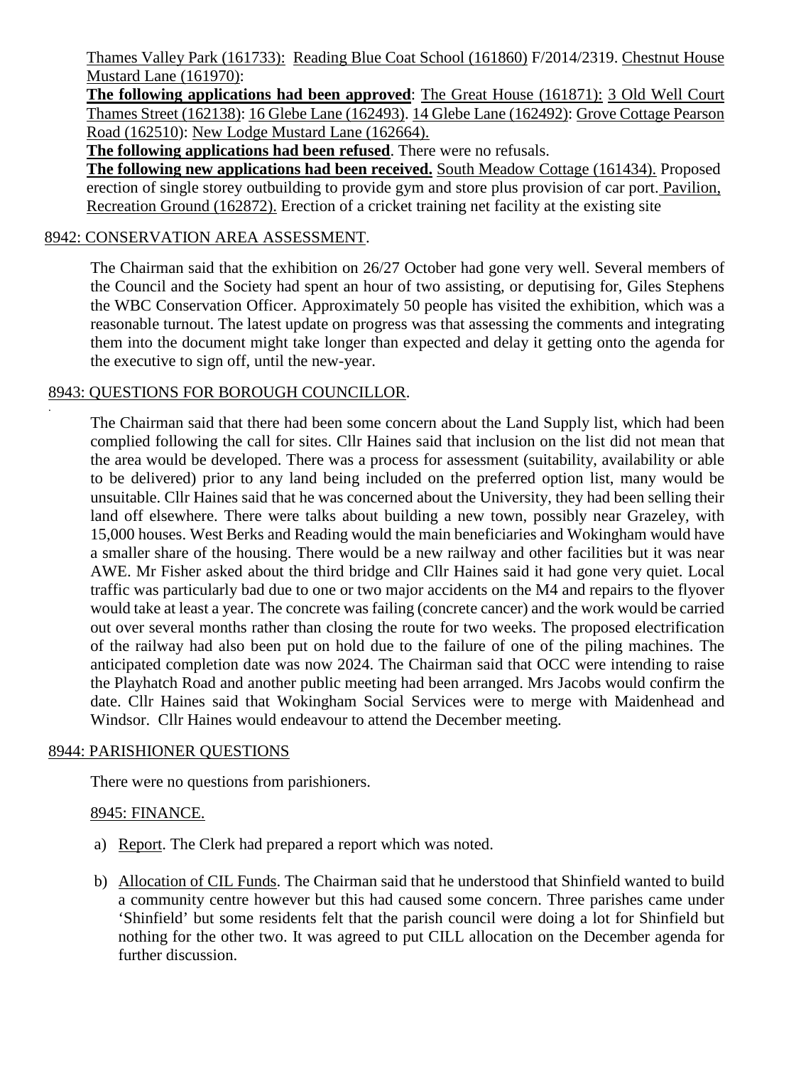Thames Valley Park (161733): Reading Blue Coat School (161860) F/2014/2319. Chestnut House Mustard Lane (161970):

**The following applications had been approved**: The Great House (161871): 3 Old Well Court Thames Street (162138): 16 Glebe Lane (162493). 14 Glebe Lane (162492): Grove Cottage Pearson Road (162510): New Lodge Mustard Lane (162664).

**The following applications had been refused**. There were no refusals.

**The following new applications had been received.** South Meadow Cottage (161434). Proposed erection of single storey outbuilding to provide gym and store plus provision of car port. Pavilion, Recreation Ground (162872). Erection of a cricket training net facility at the existing site

8942: CONSERVATION AREA ASSESSMENT.

The Chairman said that the exhibition on 26/27 October had gone very well. Several members of the Council and the Society had spent an hour of two assisting, or deputising for, Giles Stephens the WBC Conservation Officer. Approximately 50 people has visited the exhibition, which was a reasonable turnout. The latest update on progress was that assessing the comments and integrating them into the document might take longer than expected and delay it getting onto the agenda for the executive to sign off, until the new-year.

8943: QUESTIONS FOR BOROUGH COUNCILLOR.

The Chairman said that there had been some concern about the Land Supply list, which had been complied following the call for sites. Cllr Haines said that inclusion on the list did not mean that the area would be developed. There was a process for assessment (suitability, availability or able to be delivered) prior to any land being included on the preferred option list, many would be unsuitable. Cllr Haines said that he was concerned about the University, they had been selling their land off elsewhere. There were talks about building a new town, possibly near Grazeley, with 15,000 houses. West Berks and Reading would the main beneficiaries and Wokingham would have a smaller share of the housing. There would be a new railway and other facilities but it was near AWE. Mr Fisher asked about the third bridge and Cllr Haines said it had gone very quiet. Local traffic was particularly bad due to one or two major accidents on the M4 and repairs to the flyover would take at least a year. The concrete was failing (concrete cancer) and the work would be carried out over several months rather than closing the route for two weeks. The proposed electrification of the railway had also been put on hold due to the failure of one of the piling machines. The anticipated completion date was now 2024. The Chairman said that OCC were intending to raise the Playhatch Road and another public meeting had been arranged. Mrs Jacobs would confirm the date. Cllr Haines said that Wokingham Social Services were to merge with Maidenhead and Windsor. Cllr Haines would endeavour to attend the December meeting.

8944: PARISHIONER QUESTIONS

There were no questions from parishioners.

8945: FINANCE.

a) Report. The Clerk had prepared a report which was noted.

b) Allocation of CIL Funds. The Chairman said that he understood that Shinfield wanted to build a community centre however but this had caused some concern. Three parishes came under 'Shinfield' but some residents felt that the parish council were doing a lot for Shinfield but nothing for the other two. It was agreed to put CILL allocation on the December agenda for further discussion.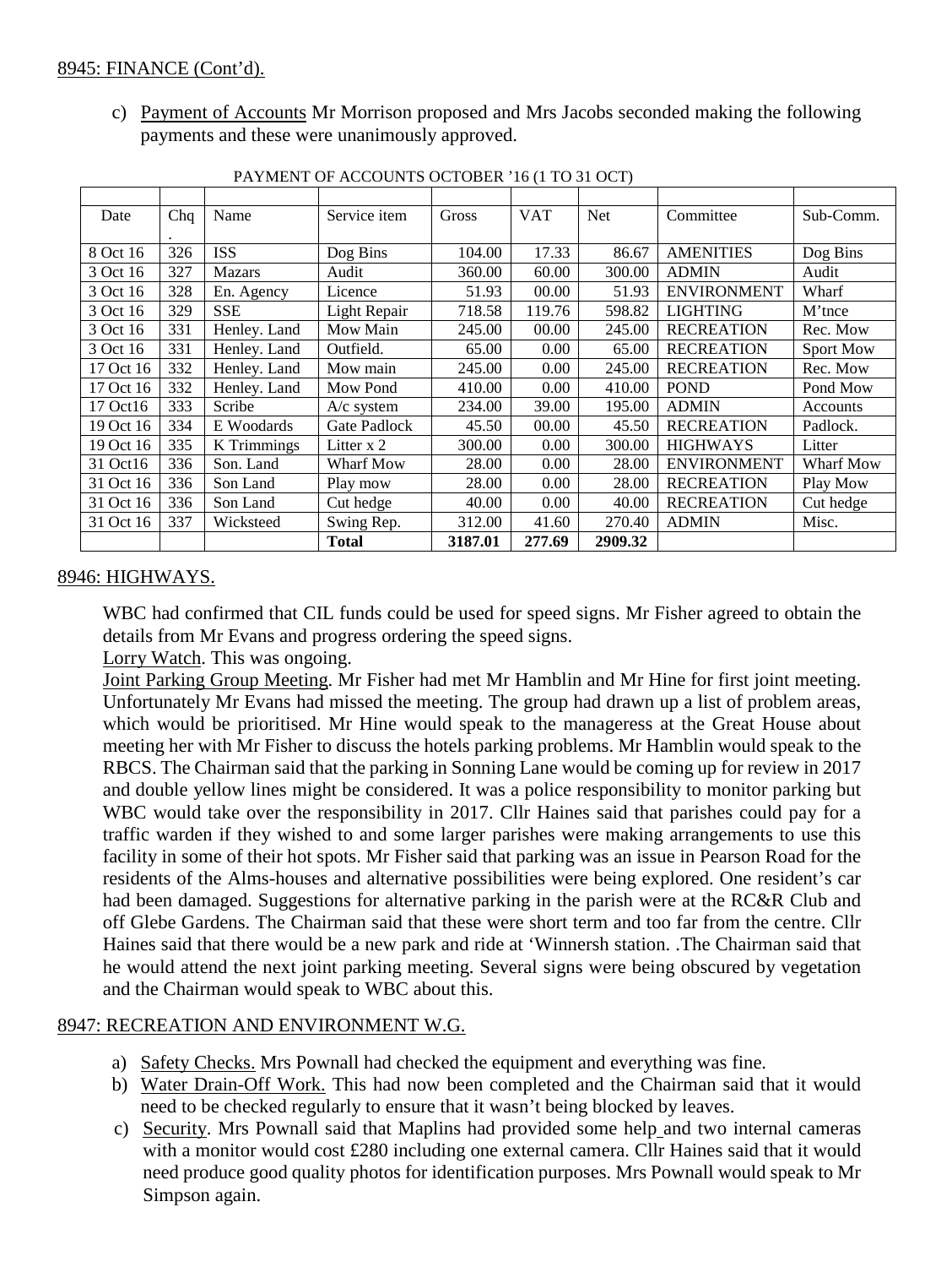## 8945: FINANCE (Cont'd).

c) Payment of Accounts Mr Morrison proposed and Mrs Jacobs seconded making the following payments and these were unanimously approved.

PAYMENT OF ACCOUNTS OCTOBER '16 (1 TO 31 OCT)

| Date | Chq. | Name | Service item | Gross | VAT | Net | Committee | Sub-Comm. |
|---|---|---|---|---|---|---|---|---|
| 8 Oct 16 | 326 | ISS | Dog Bins | 104.00 | 17.33 | 86.67 | AMENITIES | Dog Bins |
| 3 Oct 16 | 327 | Mazars | Audit | 360.00 | 60.00 | 300.00 | ADMIN | Audit |
| 3 Oct 16 | 328 | En. Agency | Licence | 51.93 | 00.00 | 51.93 | ENVIRONMENT | Wharf |
| 3 Oct 16 | 329 | SSE | Light Repair | 718.58 | 119.76 | 598.82 | LIGHTING | M'tnce |
| 3 Oct 16 | 331 | Henley. Land | Mow Main | 245.00 | 00.00 | 245.00 | RECREATION | Rec. Mow |
| 3 Oct 16 | 331 | Henley. Land | Outfield. | 65.00 | 0.00 | 65.00 | RECREATION | Sport Mow |
| 17 Oct 16 | 332 | Henley. Land | Mow main | 245.00 | 0.00 | 245.00 | RECREATION | Rec. Mow |
| 17 Oct 16 | 332 | Henley. Land | Mow Pond | 410.00 | 0.00 | 410.00 | POND | Pond Mow |
| 17 Oct16 | 333 | Scribe | A/c system | 234.00 | 39.00 | 195.00 | ADMIN | Accounts |
| 19 Oct 16 | 334 | E Woodards | Gate Padlock | 45.50 | 00.00 | 45.50 | RECREATION | Padlock. |
| 19 Oct 16 | 335 | K Trimmings | Litter x 2 | 300.00 | 0.00 | 300.00 | HIGHWAYS | Litter |
| 31 Oct16 | 336 | Son. Land | Wharf Mow | 28.00 | 0.00 | 28.00 | ENVIRONMENT | Wharf Mow |
| 31 Oct 16 | 336 | Son Land | Play mow | 28.00 | 0.00 | 28.00 | RECREATION | Play Mow |
| 31 Oct 16 | 336 | Son Land | Cut hedge | 40.00 | 0.00 | 40.00 | RECREATION | Cut hedge |
| 31 Oct 16 | 337 | Wicksteed | Swing Rep. | 312.00 | 41.60 | 270.40 | ADMIN | Misc. |
| | | | **Total** | **3187.01** | **277.69** | **2909.32** | | |

## 8946: HIGHWAYS.

WBC had confirmed that CIL funds could be used for speed signs. Mr Fisher agreed to obtain the details from Mr Evans and progress ordering the speed signs.

Lorry Watch. This was ongoing.

Joint Parking Group Meeting. Mr Fisher had met Mr Hamblin and Mr Hine for first joint meeting. Unfortunately Mr Evans had missed the meeting. The group had drawn up a list of problem areas, which would be prioritised. Mr Hine would speak to the manageress at the Great House about meeting her with Mr Fisher to discuss the hotels parking problems. Mr Hamblin would speak to the RBCS. The Chairman said that the parking in Sonning Lane would be coming up for review in 2017 and double yellow lines might be considered. It was a police responsibility to monitor parking but WBC would take over the responsibility in 2017. Cllr Haines said that parishes could pay for a traffic warden if they wished to and some larger parishes were making arrangements to use this facility in some of their hot spots. Mr Fisher said that parking was an issue in Pearson Road for the residents of the Alms-houses and alternative possibilities were being explored. One resident's car had been damaged. Suggestions for alternative parking in the parish were at the RC&R Club and off Glebe Gardens. The Chairman said that these were short term and too far from the centre. Cllr Haines said that there would be a new park and ride at 'Winnersh station. .The Chairman said that he would attend the next joint parking meeting. Several signs were being obscured by vegetation and the Chairman would speak to WBC about this.

## 8947: RECREATION AND ENVIRONMENT W.G.

a) Safety Checks. Mrs Pownall had checked the equipment and everything was fine.
b) Water Drain-Off Work. This had now been completed and the Chairman said that it would need to be checked regularly to ensure that it wasn't being blocked by leaves.
c) Security. Mrs Pownall said that Maplins had provided some help and two internal cameras with a monitor would cost £280 including one external camera. Cllr Haines said that it would need produce good quality photos for identification purposes. Mrs Pownall would speak to Mr Simpson again.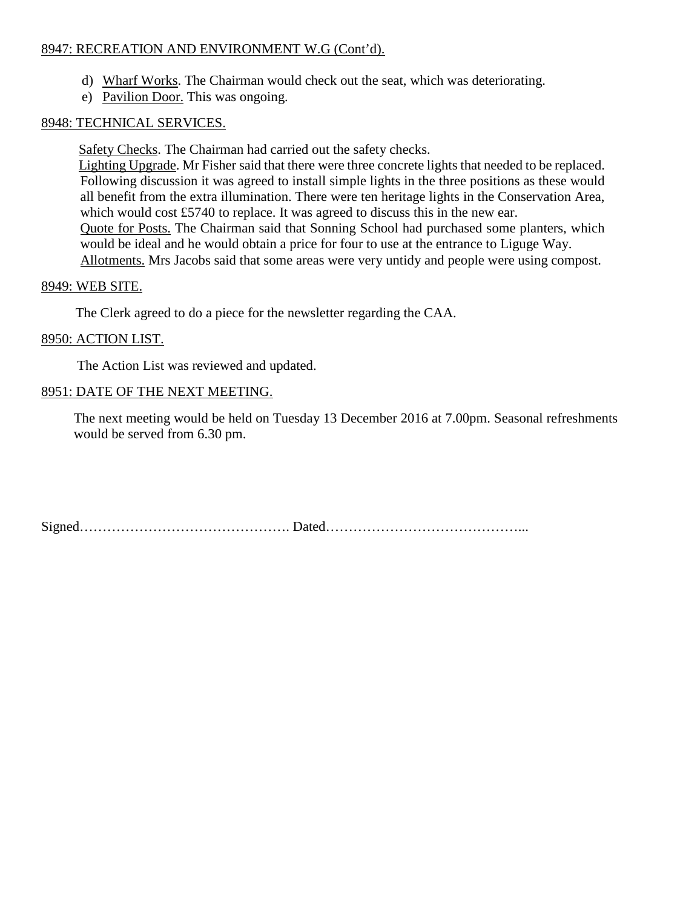8947: RECREATION AND ENVIRONMENT W.G (Cont'd).

d) Wharf Works. The Chairman would check out the seat, which was deteriorating.
e) Pavilion Door. This was ongoing.

8948: TECHNICAL SERVICES.

Safety Checks. The Chairman had carried out the safety checks.
Lighting Upgrade. Mr Fisher said that there were three concrete lights that needed to be replaced. Following discussion it was agreed to install simple lights in the three positions as these would all benefit from the extra illumination. There were ten heritage lights in the Conservation Area, which would cost £5740 to replace. It was agreed to discuss this in the new ear.
Quote for Posts. The Chairman said that Sonning School had purchased some planters, which would be ideal and he would obtain a price for four to use at the entrance to Liguge Way.
Allotments. Mrs Jacobs said that some areas were very untidy and people were using compost.

8949: WEB SITE.

The Clerk agreed to do a piece for the newsletter regarding the CAA.

8950: ACTION LIST.

The Action List was reviewed and updated.

8951: DATE OF THE NEXT MEETING.

The next meeting would be held on Tuesday 13 December 2016 at 7.00pm. Seasonal refreshments would be served from 6.30 pm.

Signed………………………………………. Dated……………………………………...